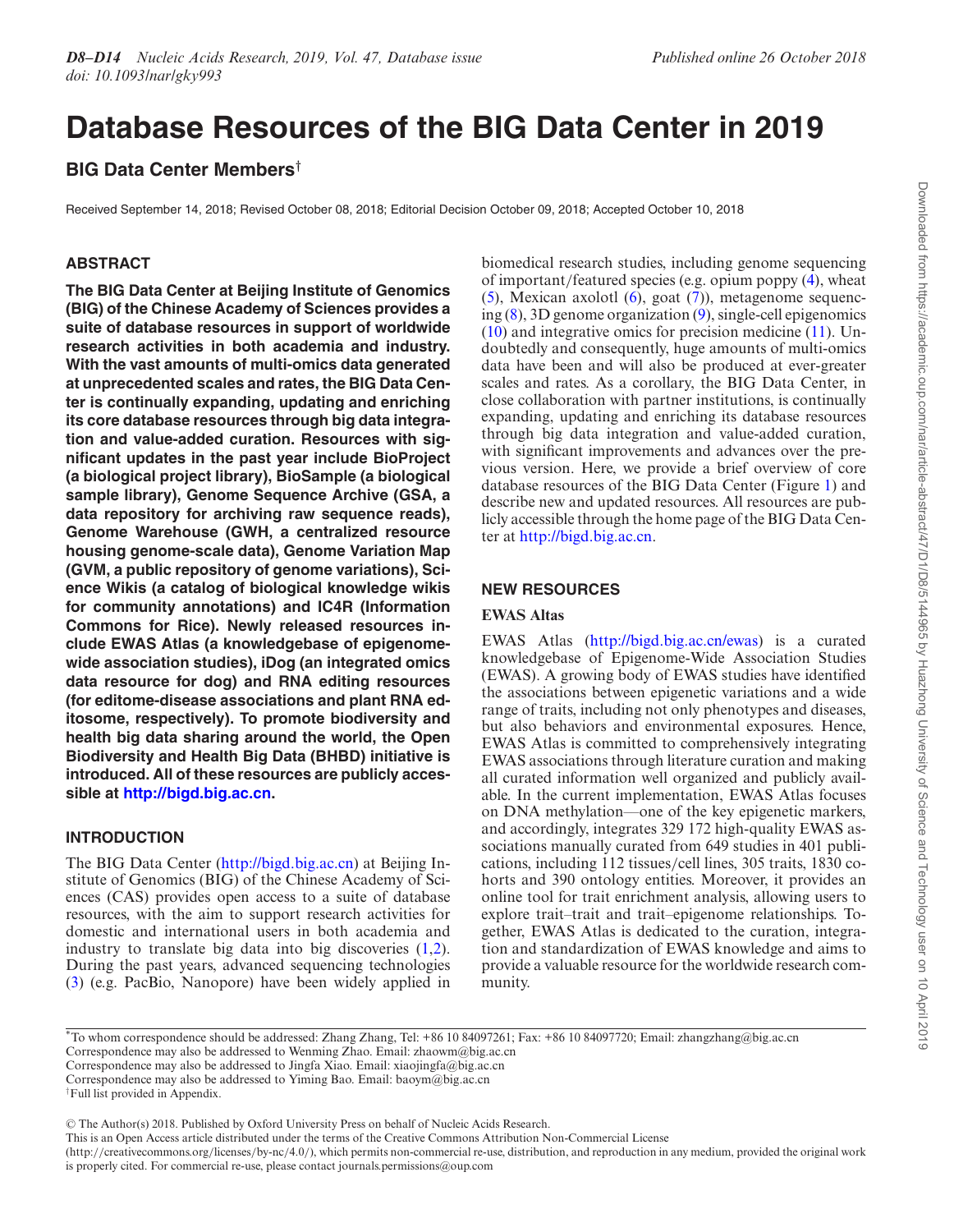# Database Resources of the BIG Data Center in 2019

## BIG Data Center Members[†]

Received September 14, 2018; Revised October 08, 2018; Editorial Decision October 09, 2018; Accepted October 10, 2018

## ABSTRACT

**The BIG Data Center at Beijing Institute of Genomics (BIG) of the Chinese Academy of Sciences provides a suite of database resources in support of worldwide research activities in both academia and industry. With the vast amounts of multi-omics data generated at unprecedented scales and rates, the BIG Data Center is continually expanding, updating and enriching its core database resources through big data integration and value-added curation. Resources with significant updates in the past year include BioProject (a biological project library), BioSample (a biological sample library), Genome Sequence Archive (GSA, a data repository for archiving raw sequence reads), Genome Warehouse (GWH, a centralized resource housing genome-scale data), Genome Variation Map (GVM, a public repository of genome variations), Science Wikis (a catalog of biological knowledge wikis for community annotations) and IC4R (Information Commons for Rice). Newly released resources include EWAS Atlas (a knowledgebase of epigenome-wide association studies), iDog (an integrated omics data resource for dog) and RNA editing resources (for editome-disease associations and plant RNA editosome, respectively). To promote biodiversity and health big data sharing around the world, the Open Biodiversity and Health Big Data (BHBD) initiative is introduced. All of these resources are publicly accessible at http://bigd.big.ac.cn.**

## INTRODUCTION

The BIG Data Center (http://bigd.big.ac.cn) at Beijing Institute of Genomics (BIG) of the Chinese Academy of Sciences (CAS) provides open access to a suite of database resources, with the aim to support research activities for domestic and international users in both academia and industry to translate big data into big discoveries (1,2). During the past years, advanced sequencing technologies (3) (e.g. PacBio, Nanopore) have been widely applied in biomedical research studies, including genome sequencing of important/featured species (e.g. opium poppy (4), wheat (5), Mexican axolotl (6), goat (7)), metagenome sequencing (8), 3D genome organization (9), single-cell epigenomics (10) and integrative omics for precision medicine (11). Undoubtedly and consequently, huge amounts of multi-omics data have been and will also be produced at ever-greater scales and rates. As a corollary, the BIG Data Center, in close collaboration with partner institutions, is continually expanding, updating and enriching its database resources through big data integration and value-added curation, with significant improvements and advances over the previous version. Here, we provide a brief overview of core database resources of the BIG Data Center (Figure 1) and describe new and updated resources. All resources are publicly accessible through the home page of the BIG Data Center at http://bigd.big.ac.cn.

## NEW RESOURCES

### EWAS Altas

EWAS Atlas (http://bigd.big.ac.cn/ewas) is a curated knowledgebase of Epigenome-Wide Association Studies (EWAS). A growing body of EWAS studies have identified the associations between epigenetic variations and a wide range of traits, including not only phenotypes and diseases, but also behaviors and environmental exposures. Hence, EWAS Atlas is committed to comprehensively integrating EWAS associations through literature curation and making all curated information well organized and publicly available. In the current implementation, EWAS Atlas focuses on DNA methylation—one of the key epigenetic markers, and accordingly, integrates 329 172 high-quality EWAS associations manually curated from 649 studies in 401 publications, including 112 tissues/cell lines, 305 traits, 1830 cohorts and 390 ontology entities. Moreover, it provides an online tool for trait enrichment analysis, allowing users to explore trait–trait and trait–epigenome relationships. Together, EWAS Atlas is dedicated to the curation, integration and standardization of EWAS knowledge and aims to provide a valuable resource for the worldwide research community.

*To whom correspondence should be addressed: Zhang Zhang, Tel: +86 10 84097261; Fax: +86 10 84097720; Email: zhangzhang@big.ac.cn
Correspondence may also be addressed to Wenming Zhao. Email: zhaowm@big.ac.cn
Correspondence may also be addressed to Jingfa Xiao. Email: xiaojingfa@big.ac.cn
Correspondence may also be addressed to Yiming Bao. Email: baoym@big.ac.cn
†Full list provided in Appendix.

© The Author(s) 2018. Published by Oxford University Press on behalf of Nucleic Acids Research.
This is an Open Access article distributed under the terms of the Creative Commons Attribution Non-Commercial License (http://creativecommons.org/licenses/by-nc/4.0/), which permits non-commercial re-use, distribution, and reproduction in any medium, provided the original work is properly cited. For commercial re-use, please contact journals.permissions@oup.com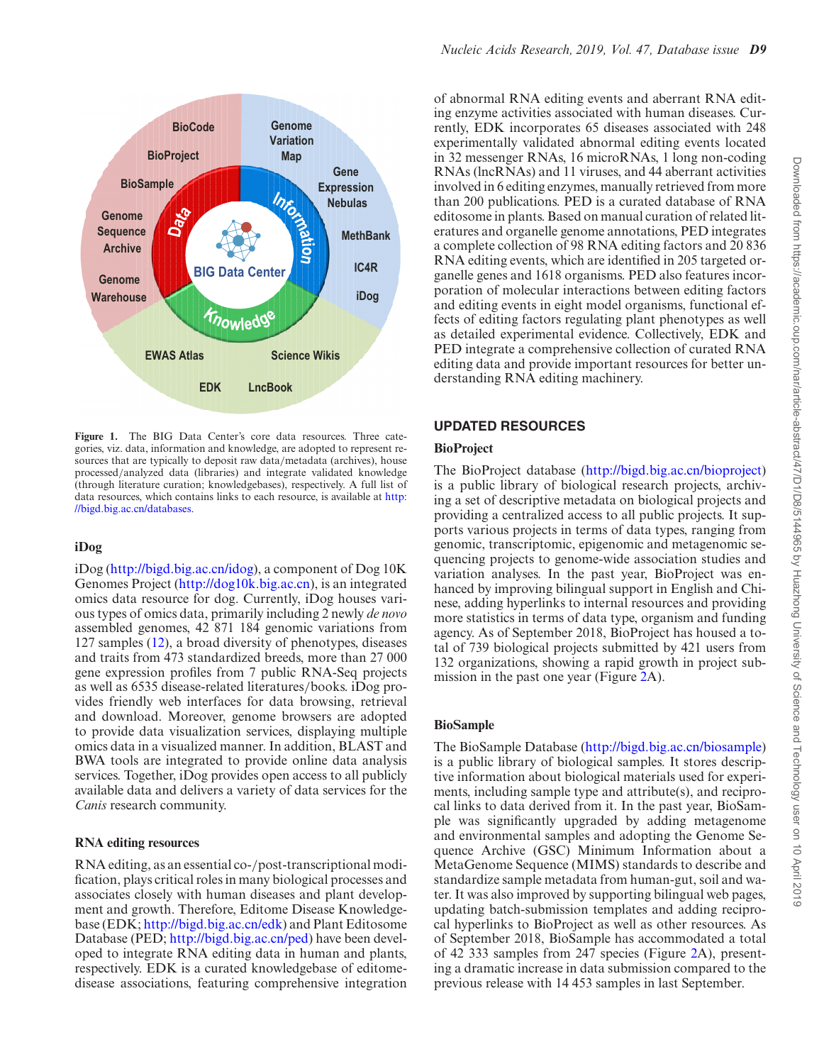Data

BioCode

BioProject

BioSample

Genome Sequence Archive

Genome Warehouse

Information

Genome Variation Map

Gene Expression Nebulas

MethBank

IC4R

iDog

Knowledge

EWAS Atlas

Science Wikis

EDK

LncBook

BIG Data Center

Figure 1. The BIG Data Center's core data resources. Three categories, viz. data, information and knowledge, are adopted to represent resources that are typically to deposit raw data/metadata (archives), house processed/analyzed data (libraries) and integrate validated knowledge (through literature curation; knowledgebases), respectively. A full list of data resources, which contains links to each resource, is available at http://bigd.big.ac.cn/databases.

### iDog

iDog (http://bigd.big.ac.cn/idog), a component of Dog 10K Genomes Project (http://dog10k.big.ac.cn), is an integrated omics data resource for dog. Currently, iDog houses various types of omics data, primarily including 2 newly *de novo* assembled genomes, 42 871 184 genomic variations from 127 samples (12), a broad diversity of phenotypes, diseases and traits from 473 standardized breeds, more than 27 000 gene expression profiles from 7 public RNA-Seq projects as well as 6535 disease-related literatures/books. iDog provides friendly web interfaces for data browsing, retrieval and download. Moreover, genome browsers are adopted to provide data visualization services, displaying multiple omics data in a visualized manner. In addition, BLAST and BWA tools are integrated to provide online data analysis services. Together, iDog provides open access to all publicly available data and delivers a variety of data services for the *Canis* research community.

### RNA editing resources

RNA editing, as an essential co-/post-transcriptional modification, plays critical roles in many biological processes and associates closely with human diseases and plant development and growth. Therefore, Editome Disease Knowledgebase (EDK; http://bigd.big.ac.cn/edk) and Plant Editosome Database (PED; http://bigd.big.ac.cn/ped) have been developed to integrate RNA editing data in human and plants, respectively. EDK is a curated knowledgebase of editome-disease associations, featuring comprehensive integration of abnormal RNA editing events and aberrant RNA editing enzyme activities associated with human diseases. Currently, EDK incorporates 65 diseases associated with 248 experimentally validated abnormal editing events located in 32 messenger RNAs, 16 microRNAs, 1 long non-coding RNAs (lncRNAs) and 11 viruses, and 44 aberrant activities involved in 6 editing enzymes, manually retrieved from more than 200 publications. PED is a curated database of RNA editosome in plants. Based on manual curation of related literatures and organelle genome annotations, PED integrates a complete collection of 98 RNA editing factors and 20 836 RNA editing events, which are identified in 205 targeted organelle genes and 1618 organisms. PED also features incorporation of molecular interactions between editing factors and editing events in eight model organisms, functional effects of editing factors regulating plant phenotypes as well as detailed experimental evidence. Collectively, EDK and PED integrate a comprehensive collection of curated RNA editing data and provide important resources for better understanding RNA editing machinery.

## UPDATED RESOURCES

### BioProject

The BioProject database (http://bigd.big.ac.cn/bioproject) is a public library of biological research projects, archiving a set of descriptive metadata on biological projects and providing a centralized access to all public projects. It supports various projects in terms of data types, ranging from genomic, transcriptomic, epigenomic and metagenomic sequencing projects to genome-wide association studies and variation analyses. In the past year, BioProject was enhanced by improving bilingual support in English and Chinese, adding hyperlinks to internal resources and providing more statistics in terms of data type, organism and funding agency. As of September 2018, BioProject has housed a total of 739 biological projects submitted by 421 users from 132 organizations, showing a rapid growth in project submission in the past one year (Figure 2A).

### BioSample

The BioSample Database (http://bigd.big.ac.cn/biosample) is a public library of biological samples. It stores descriptive information about biological materials used for experiments, including sample type and attribute(s), and reciprocal links to data derived from it. In the past year, BioSample was significantly upgraded by adding metagenome and environmental samples and adopting the Genome Sequence Archive (GSC) Minimum Information about a MetaGenome Sequence (MIMS) standards to describe and standardize sample metadata from human-gut, soil and water. It was also improved by supporting bilingual web pages, updating batch-submission templates and adding reciprocal hyperlinks to BioProject as well as other resources. As of September 2018, BioSample has accommodated a total of 42 333 samples from 247 species (Figure 2A), presenting a dramatic increase in data submission compared to the previous release with 14 453 samples in last September.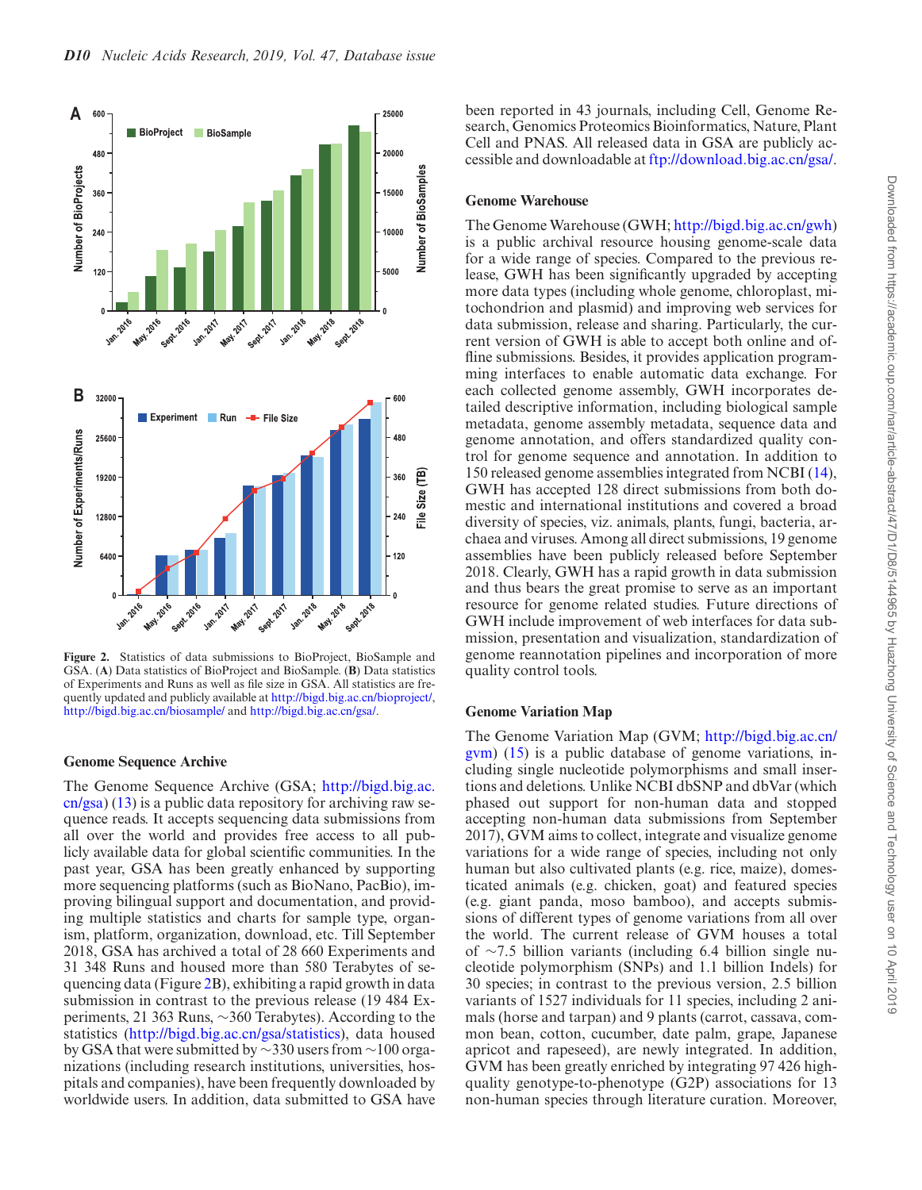A

BioProject BioSample

Number of BioProjects

600
480
360
240
120
0

25000
20000
15000
10000
5000
0

Number of BioSamples

Jan. 2016 May. 2016 Sept. 2016 Jan. 2017 May. 2017 Sept. 2017 Jan. 2018 May. 2018 Sept. 2018

B

Experiment Run File Size

Number of Experiments/Runs

32000
25600
19200
12800
6400
0

600
480
360
240
120
0

File Size (TB)

Jan. 2016 May. 2016 Sept. 2016 Jan. 2017 May. 2017 Sept. 2017 Jan. 2018 May. 2018 Sept. 2018

**Figure 2.** Statistics of data submissions to BioProject, BioSample and GSA. (**A**) Data statistics of BioProject and BioSample. (**B**) Data statistics of Experiments and Runs as well as file size in GSA. All statistics are frequently updated and publicly available at http://bigd.big.ac.cn/bioproject/, http://bigd.big.ac.cn/biosample/ and http://bigd.big.ac.cn/gsa/.

### Genome Sequence Archive

The Genome Sequence Archive (GSA; http://bigd.big.ac.cn/gsa) (13) is a public data repository for archiving raw sequence reads. It accepts sequencing data submissions from all over the world and provides free access to all publicly available data for global scientific communities. In the past year, GSA has been greatly enhanced by supporting more sequencing platforms (such as BioNano, PacBio), improving bilingual support and documentation, and providing multiple statistics and charts for sample type, organism, platform, organization, download, etc. Till September 2018, GSA has archived a total of 28 660 Experiments and 31 348 Runs and housed more than 580 Terabytes of sequencing data (Figure 2B), exhibiting a rapid growth in data submission in contrast to the previous release (19 484 Experiments, 21 363 Runs, ~360 Terabytes). According to the statistics (http://bigd.big.ac.cn/gsa/statistics), data housed by GSA that were submitted by ~330 users from ~100 organizations (including research institutions, universities, hospitals and companies), have been frequently downloaded by worldwide users. In addition, data submitted to GSA have been reported in 43 journals, including Cell, Genome Research, Genomics Proteomics Bioinformatics, Nature, Plant Cell and PNAS. All released data in GSA are publicly accessible and downloadable at ftp://download.big.ac.cn/gsa/.

### Genome Warehouse

The Genome Warehouse (GWH; http://bigd.big.ac.cn/gwh) is a public archival resource housing genome-scale data for a wide range of species. Compared to the previous release, GWH has been significantly upgraded by accepting more data types (including whole genome, chloroplast, mitochondrion and plasmid) and improving web services for data submission, release and sharing. Particularly, the current version of GWH is able to accept both online and offline submissions. Besides, it provides application programming interfaces to enable automatic data exchange. For each collected genome assembly, GWH incorporates detailed descriptive information, including biological sample metadata, genome assembly metadata, sequence data and genome annotation, and offers standardized quality control for genome sequence and annotation. In addition to 150 released genome assemblies integrated from NCBI (14), GWH has accepted 128 direct submissions from both domestic and international institutions and covered a broad diversity of species, viz. animals, plants, fungi, bacteria, archaea and viruses. Among all direct submissions, 19 genome assemblies have been publicly released before September 2018. Clearly, GWH has a rapid growth in data submission and thus bears the great promise to serve as an important resource for genome related studies. Future directions of GWH include improvement of web interfaces for data submission, presentation and visualization, standardization of genome reannotation pipelines and incorporation of more quality control tools.

### Genome Variation Map

The Genome Variation Map (GVM; http://bigd.big.ac.cn/gvm) (15) is a public database of genome variations, including single nucleotide polymorphisms and small insertions and deletions. Unlike NCBI dbSNP and dbVar (which phased out support for non-human data and stopped accepting non-human data submissions from September 2017), GVM aims to collect, integrate and visualize genome variations for a wide range of species, including not only human but also cultivated plants (e.g. rice, maize), domesticated animals (e.g. chicken, goat) and featured species (e.g. giant panda, moso bamboo), and accepts submissions of different types of genome variations from all over the world. The current release of GVM houses a total of ~7.5 billion variants (including 6.4 billion single nucleotide polymorphism (SNPs) and 1.1 billion Indels) for 30 species; in contrast to the previous version, 2.5 billion variants of 1527 individuals for 11 species, including 2 animals (horse and tarpan) and 9 plants (carrot, cassava, common bean, cotton, cucumber, date palm, grape, Japanese apricot and rapeseed), are newly integrated. In addition, GVM has been greatly enriched by integrating 97 426 high-quality genotype-to-phenotype (G2P) associations for 13 non-human species through literature curation. Moreover,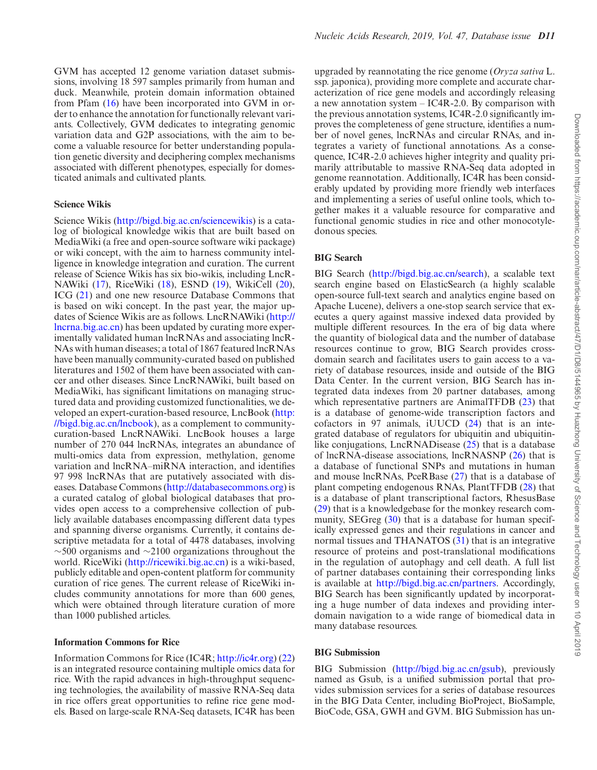GVM has accepted 12 genome variation dataset submissions, involving 18 597 samples primarily from human and duck. Meanwhile, protein domain information obtained from Pfam (16) have been incorporated into GVM in order to enhance the annotation for functionally relevant variants. Collectively, GVM dedicates to integrating genomic variation data and G2P associations, with the aim to become a valuable resource for better understanding population genetic diversity and deciphering complex mechanisms associated with different phenotypes, especially for domesticated animals and cultivated plants.

### Science Wikis

Science Wikis (http://bigd.big.ac.cn/sciencewikis) is a catalog of biological knowledge wikis that are built based on MediaWiki (a free and open-source software wiki package) or wiki concept, with the aim to harness community intelligence in knowledge integration and curation. The current release of Science Wikis has six bio-wikis, including LncRNAWiki (17), RiceWiki (18), ESND (19), WikiCell (20), ICG (21) and one new resource Database Commons that is based on wiki concept. In the past year, the major updates of Science Wikis are as follows. LncRNAWiki (http://lncrna.big.ac.cn) has been updated by curating more experimentally validated human lncRNAs and associating lncRNAs with human diseases; a total of 1867 featured lncRNAs have been manually community-curated based on published literatures and 1502 of them have been associated with cancer and other diseases. Since LncRNAWiki, built based on MediaWiki, has significant limitations on managing structured data and providing customized functionalities, we developed an expert-curation-based resource, LncBook (http://bigd.big.ac.cn/lncbook), as a complement to community-curation-based LncRNAWiki. LncBook houses a large number of 270 044 lncRNAs, integrates an abundance of multi-omics data from expression, methylation, genome variation and lncRNA–miRNA interaction, and identifies 97 998 lncRNAs that are putatively associated with diseases. Database Commons (http://databasecommons.org) is a curated catalog of global biological databases that provides open access to a comprehensive collection of publicly available databases encompassing different data types and spanning diverse organisms. Currently, it contains descriptive metadata for a total of 4478 databases, involving ∼500 organisms and ∼2100 organizations throughout the world. RiceWiki (http://ricewiki.big.ac.cn) is a wiki-based, publicly editable and open-content platform for community curation of rice genes. The current release of RiceWiki includes community annotations for more than 600 genes, which were obtained through literature curation of more than 1000 published articles.

### Information Commons for Rice

Information Commons for Rice (IC4R; http://ic4r.org) (22) is an integrated resource containing multiple omics data for rice. With the rapid advances in high-throughput sequencing technologies, the availability of massive RNA-Seq data in rice offers great opportunities to refine rice gene models. Based on large-scale RNA-Seq datasets, IC4R has been upgraded by reannotating the rice genome (*Oryza sativa* L. ssp. japonica), providing more complete and accurate characterization of rice gene models and accordingly releasing a new annotation system – IC4R-2.0. By comparison with the previous annotation systems, IC4R-2.0 significantly improves the completeness of gene structure, identifies a number of novel genes, lncRNAs and circular RNAs, and integrates a variety of functional annotations. As a consequence, IC4R-2.0 achieves higher integrity and quality primarily attributable to massive RNA-Seq data adopted in genome reannotation. Additionally, IC4R has been considerably updated by providing more friendly web interfaces and implementing a series of useful online tools, which together makes it a valuable resource for comparative and functional genomic studies in rice and other monocotyledonous species.

### BIG Search

BIG Search (http://bigd.big.ac.cn/search), a scalable text search engine based on ElasticSearch (a highly scalable open-source full-text search and analytics engine based on Apache Lucene), delivers a one-stop search service that executes a query against massive indexed data provided by multiple different resources. In the era of big data where the quantity of biological data and the number of database resources continue to grow, BIG Search provides cross-domain search and facilitates users to gain access to a variety of database resources, inside and outside of the BIG Data Center. In the current version, BIG Search has integrated data indexes from 20 partner databases, among which representative partners are AnimalTFDB (23) that is a database of genome-wide transcription factors and cofactors in 97 animals, iUUCD (24) that is an integrated database of regulators for ubiquitin and ubiquitin-like conjugations, LncRNADisease (25) that is a database of lncRNA-disease associations, lncRNASNP (26) that is a database of functional SNPs and mutations in human and mouse lncRNAs, PceRBase (27) that is a database of plant competing endogenous RNAs, PlantTFDB (28) that is a database of plant transcriptional factors, RhesusBase (29) that is a knowledgebase for the monkey research community, SEGreg (30) that is a database for human specifically expressed genes and their regulations in cancer and normal tissues and THANATOS (31) that is an integrative resource of proteins and post-translational modifications in the regulation of autophagy and cell death. A full list of partner databases containing their corresponding links is available at http://bigd.big.ac.cn/partners. Accordingly, BIG Search has been significantly updated by incorporating a huge number of data indexes and providing inter-domain navigation to a wide range of biomedical data in many database resources.

### BIG Submission

BIG Submission (http://bigd.big.ac.cn/gsub), previously named as Gsub, is a unified submission portal that provides submission services for a series of database resources in the BIG Data Center, including BioProject, BioSample, BioCode, GSA, GWH and GVM. BIG Submission has un-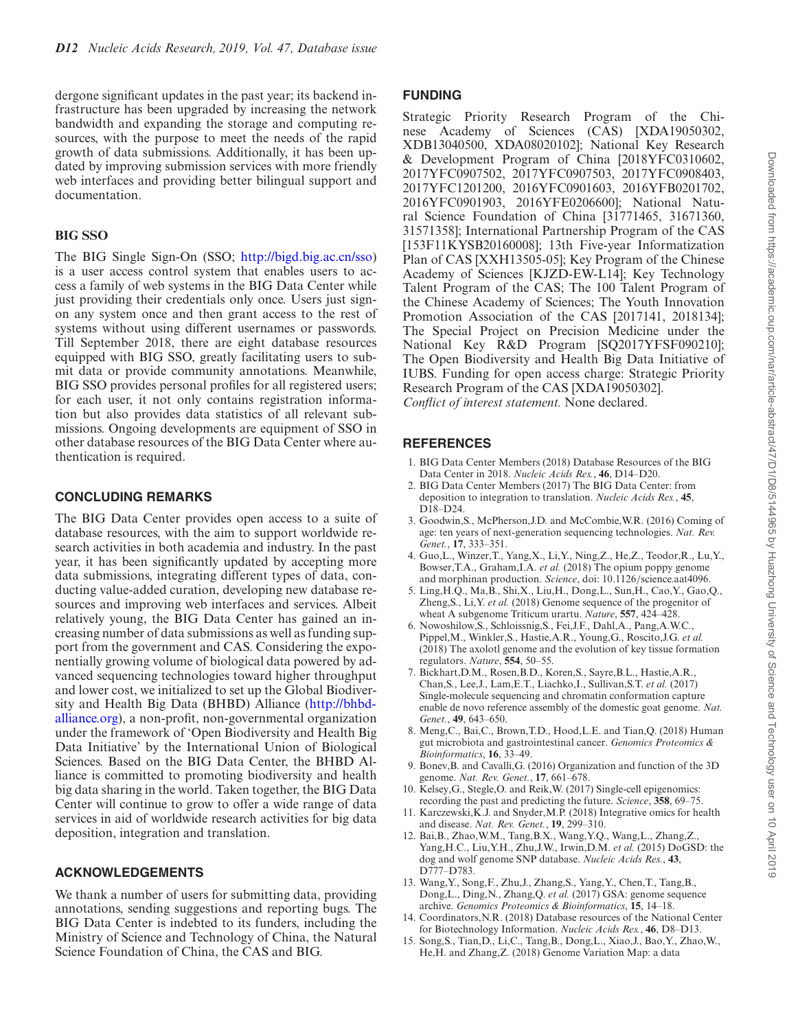dergone significant updates in the past year; its backend infrastructure has been upgraded by increasing the network bandwidth and expanding the storage and computing resources, with the purpose to meet the needs of the rapid growth of data submissions. Additionally, it has been updated by improving submission services with more friendly web interfaces and providing better bilingual support and documentation.

### BIG SSO

The BIG Single Sign-On (SSO; http://bigd.big.ac.cn/sso) is a user access control system that enables users to access a family of web systems in the BIG Data Center while just providing their credentials only once. Users just sign-on any system once and then grant access to the rest of systems without using different usernames or passwords. Till September 2018, there are eight database resources equipped with BIG SSO, greatly facilitating users to submit data or provide community annotations. Meanwhile, BIG SSO provides personal profiles for all registered users; for each user, it not only contains registration information but also provides data statistics of all relevant submissions. Ongoing developments are equipment of SSO in other database resources of the BIG Data Center where authentication is required.

## CONCLUDING REMARKS

The BIG Data Center provides open access to a suite of database resources, with the aim to support worldwide research activities in both academia and industry. In the past year, it has been significantly updated by accepting more data submissions, integrating different types of data, conducting value-added curation, developing new database resources and improving web interfaces and services. Albeit relatively young, the BIG Data Center has gained an increasing number of data submissions as well as funding support from the government and CAS. Considering the exponentially growing volume of biological data powered by advanced sequencing technologies toward higher throughput and lower cost, we initialized to set up the Global Biodiversity and Health Big Data (BHBD) Alliance (http://bhbd-alliance.org), a non-profit, non-governmental organization under the framework of 'Open Biodiversity and Health Big Data Initiative' by the International Union of Biological Sciences. Based on the BIG Data Center, the BHBD Alliance is committed to promoting biodiversity and health big data sharing in the world. Taken together, the BIG Data Center will continue to grow to offer a wide range of data services in aid of worldwide research activities for big data deposition, integration and translation.

## ACKNOWLEDGEMENTS

We thank a number of users for submitting data, providing annotations, sending suggestions and reporting bugs. The BIG Data Center is indebted to its funders, including the Ministry of Science and Technology of China, the Natural Science Foundation of China, the CAS and BIG.

## FUNDING

Strategic Priority Research Program of the Chinese Academy of Sciences (CAS) [XDA19050302, XDB13040500, XDA08020102]; National Key Research & Development Program of China [2018YFC0310602, 2017YFC0907502, 2017YFC0907503, 2017YFC0908403, 2017YFC1201200, 2016YFC0901603, 2016YFB0201702, 2016YFC0901903, 2016YFE0206600]; National Natural Science Foundation of China [31771465, 31671360, 31571358]; International Partnership Program of the CAS [153F11KYSB20160008]; 13th Five-year Informatization Plan of CAS [XXH13505-05]; Key Program of the Chinese Academy of Sciences [KJZD-EW-L14]; Key Technology Talent Program of the CAS; The 100 Talent Program of the Chinese Academy of Sciences; The Youth Innovation Promotion Association of the CAS [2017141, 2018134]; The Special Project on Precision Medicine under the National Key R&D Program [SQ2017YFSF090210]; The Open Biodiversity and Health Big Data Initiative of IUBS. Funding for open access charge: Strategic Priority Research Program of the CAS [XDA19050302].

*Conflict of interest statement.* None declared.

## REFERENCES

1. BIG Data Center Members (2018) Database Resources of the BIG Data Center in 2018. *Nucleic Acids Res.*, **46**, D14–D20.
2. BIG Data Center Members (2017) The BIG Data Center: from deposition to integration to translation. *Nucleic Acids Res.*, **45**, D18–D24.
3. Goodwin,S., McPherson,J.D. and McCombie,W.R. (2016) Coming of age: ten years of next-generation sequencing technologies. *Nat. Rev. Genet.*, **17**, 333–351.
4. Guo,L., Winzer,T., Yang,X., Li,Y., Ning,Z., He,Z., Teodor,R., Lu,Y., Bowser,T.A., Graham,I.A. *et al.* (2018) The opium poppy genome and morphinan production. *Science*, doi: 10.1126/science.aat4096.
5. Ling,H.Q., Ma,B., Shi,X., Liu,H., Dong,L., Sun,H., Cao,Y., Gao,Q., Zheng,S., Li,Y. *et al.* (2018) Genome sequence of the progenitor of wheat A subgenome Triticum urartu. *Nature*, **557**, 424–428.
6. Nowoshilow,S., Schloissnig,S., Fei,J.F., Dahl,A., Pang,A.W.C., Pippel,M., Winkler,S., Hastie,A.R., Young,G., Roscito,J.G. *et al.* (2018) The axolotl genome and the evolution of key tissue formation regulators. *Nature*, **554**, 50–55.
7. Bickhart,D.M., Rosen,B.D., Koren,S., Sayre,B.L., Hastie,A.R., Chan,S., Lee,J., Lam,E.T., Liachko,I., Sullivan,S.T. *et al.* (2017) Single-molecule sequencing and chromatin conformation capture enable de novo reference assembly of the domestic goat genome. *Nat. Genet.*, **49**, 643–650.
8. Meng,C., Bai,C., Brown,T.D., Hood,L.E. and Tian,Q. (2018) Human gut microbiota and gastrointestinal cancer. *Genomics Proteomics & Bioinformatics*, **16**, 33–49.
9. Bonev,B. and Cavalli,G. (2016) Organization and function of the 3D genome. *Nat. Rev. Genet.*, **17**, 661–678.
10. Kelsey,G., Stegle,O. and Reik,W. (2017) Single-cell epigenomics: recording the past and predicting the future. *Science*, **358**, 69–75.
11. Karczewski,K.J. and Snyder,M.P. (2018) Integrative omics for health and disease. *Nat. Rev. Genet.*, **19**, 299–310.
12. Bai,B., Zhao,W.M., Tang,B.X., Wang,Y.Q., Wang,L., Zhang,Z., Yang,H.C., Liu,Y.H., Zhu,J.W., Irwin,D.M. *et al.* (2015) DoGSD: the dog and wolf genome SNP database. *Nucleic Acids Res.*, **43**, D777–D783.
13. Wang,Y., Song,F., Zhu,J., Zhang,S., Yang,Y., Chen,T., Tang,B., Dong,L., Ding,N., Zhang,Q. *et al.* (2017) GSA: genome sequence archive. *Genomics Proteomics & Bioinformatics*, **15**, 14–18.
14. Coordinators,N.R. (2018) Database resources of the National Center for Biotechnology Information. *Nucleic Acids Res.*, **46**, D8–D13.
15. Song,S., Tian,D., Li,C., Tang,B., Dong,L., Xiao,J., Bao,Y., Zhao,W., He,H. and Zhang,Z. (2018) Genome Variation Map: a data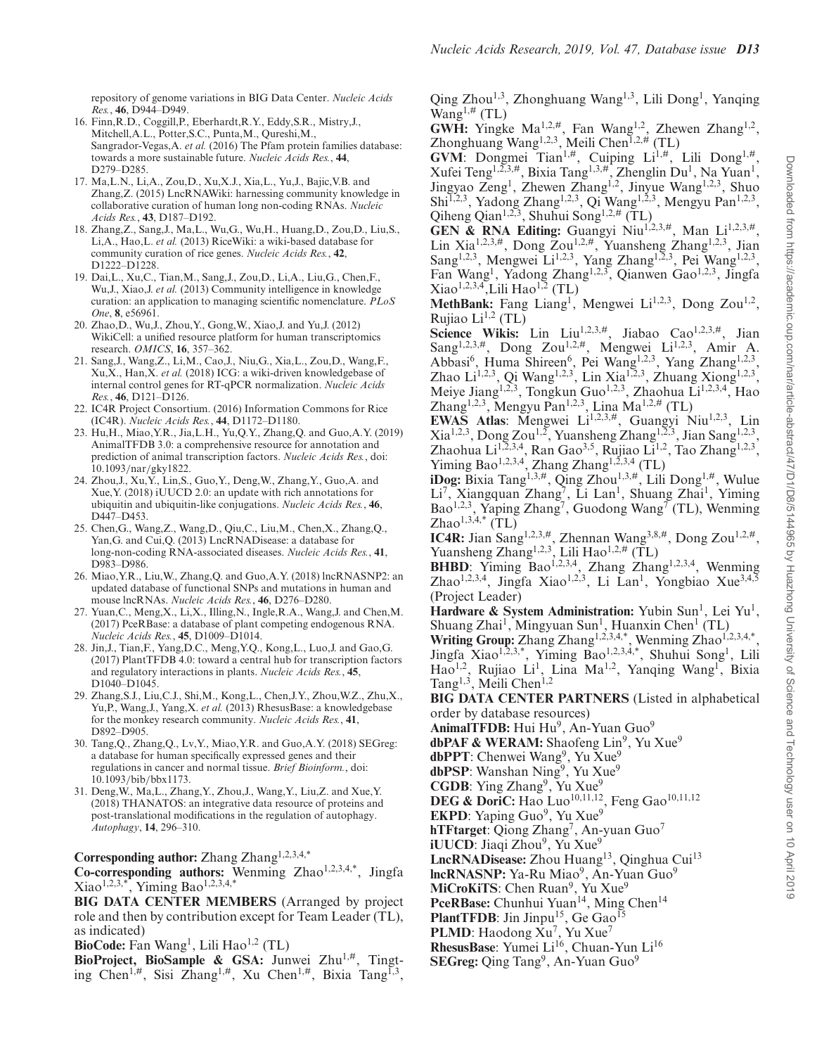repository of genome variations in BIG Data Center. *Nucleic Acids Res.*, **46**, D944–D949.

16. Finn,R.D., Coggill,P., Eberhardt,R.Y., Eddy,S.R., Mistry,J., Mitchell,A.L., Potter,S.C., Punta,M., Qureshi,M., Sangrador-Vegas,A. *et al.* (2016) The Pfam protein families database: towards a more sustainable future. *Nucleic Acids Res.*, **44**, D279–D285.
17. Ma,L.N., Li,A., Zou,D., Xu,X.J., Xia,L., Yu,J., Bajic,V.B. and Zhang,Z. (2015) LncRNAWiki: harnessing community knowledge in collaborative curation of human long non-coding RNAs. *Nucleic Acids Res.*, **43**, D187–D192.
18. Zhang,Z., Sang,J., Ma,L., Wu,G., Wu,H., Huang,D., Zou,D., Liu,S., Li,A., Hao,L. *et al.* (2013) RiceWiki: a wiki-based database for community curation of rice genes. *Nucleic Acids Res.*, **42**, D1222–D1228.
19. Dai,L., Xu,C., Tian,M., Sang,J., Zou,D., Li,A., Liu,G., Chen,F., Wu,J., Xiao,J. *et al.* (2013) Community intelligence in knowledge curation: an application to managing scientific nomenclature. *PLoS One*, **8**, e56961.
20. Zhao,D., Wu,J., Zhou,Y., Gong,W., Xiao,J. and Yu,J. (2012) WikiCell: a unified resource platform for human transcriptomics research. *OMICS*, **16**, 357–362.
21. Sang,J., Wang,Z., Li,M., Cao,J., Niu,G., Xia,L., Zou,D., Wang,F., Xu,X., Han,X. *et al.* (2018) ICG: a wiki-driven knowledgebase of internal control genes for RT-qPCR normalization. *Nucleic Acids Res.*, **46**, D121–D126.
22. IC4R Project Consortium. (2016) Information Commons for Rice (IC4R). *Nucleic Acids Res.*, **44**, D1172–D1180.
23. Hu,H., Miao,Y.R., Jia,L.H., Yu,Q.Y., Zhang,Q. and Guo,A.Y. (2019) AnimalTFDB 3.0: a comprehensive resource for annotation and prediction of animal transcription factors. *Nucleic Acids Res.*, doi: 10.1093/nar/gky1822.
24. Zhou,J., Xu,Y., Lin,S., Guo,Y., Deng,W., Zhang,Y., Guo,A. and Xue,Y. (2018) iUUCD 2.0: an update with rich annotations for ubiquitin and ubiquitin-like conjugations. *Nucleic Acids Res.*, **46**, D447–D453.
25. Chen,G., Wang,Z., Wang,D., Qiu,C., Liu,M., Chen,X., Zhang,Q., Yan,G. and Cui,Q. (2013) LncRNADisease: a database for long-non-coding RNA-associated diseases. *Nucleic Acids Res.*, **41**, D983–D986.
26. Miao,Y.R., Liu,W., Zhang,Q. and Guo,A.Y. (2018) lncRNASNP2: an updated database of functional SNPs and mutations in human and mouse lncRNAs. *Nucleic Acids Res.*, **46**, D276–D280.
27. Yuan,C., Meng,X., Li,X., Illing,N., Ingle,R.A., Wang,J. and Chen,M. (2017) PceRBase: a database of plant competing endogenous RNA. *Nucleic Acids Res.*, **45**, D1009–D1014.
28. Jin,J., Tian,F., Yang,D.C., Meng,Y.Q., Kong,L., Luo,J. and Gao,G. (2017) PlantTFDB 4.0: toward a central hub for transcription factors and regulatory interactions in plants. *Nucleic Acids Res.*, **45**, D1040–D1045.
29. Zhang,S.J., Liu,C.J., Shi,M., Kong,L., Chen,J.Y., Zhou,W.Z., Zhu,X., Yu,P., Wang,J., Yang,X. *et al.* (2013) RhesusBase: a knowledgebase for the monkey research community. *Nucleic Acids Res.*, **41**, D892–D905.
30. Tang,Q., Zhang,Q., Lv,Y., Miao,Y.R. and Guo,A.Y. (2018) SEGreg: a database for human specifically expressed genes and their regulations in cancer and normal tissue. *Brief Bioinform.*, doi: 10.1093/bib/bbx1173.
31. Deng,W., Ma,L., Zhang,Y., Zhou,J., Wang,Y., Liu,Z. and Xue,Y. (2018) THANATOS: an integrative data resource of proteins and post-translational modifications in the regulation of autophagy. *Autophagy*, **14**, 296–310.

**Corresponding author:** Zhang Zhang[1,2,3,4,*]

**Co-corresponding authors:** Wenming Zhao[1,2,3,4,*], Jingfa Xiao[1,2,3,*], Yiming Bao[1,2,3,4,*]

**BIG DATA CENTER MEMBERS** (Arranged by project role and then by contribution except for Team Leader (TL), as indicated)

**BioCode:** Fan Wang[1], Lili Hao[1,2] (TL)

**BioProject, BioSample & GSA:** Junwei Zhu[1,#], Tingting Chen[1,#], Sisi Zhang[1,#], Xu Chen[1,#], Bixia Tang[1,3], Qing Zhou[1,3], Zhonghuang Wang[1,3], Lili Dong[1], Yanqing Wang[1,#] (TL)

**GWH:** Yingke Ma[1,2,#], Fan Wang[1,2], Zhewen Zhang[1,2], Zhonghuang Wang[1,2,3], Meili Chen[1,2,#] (TL)

**GVM**: Dongmei Tian[1,#], Cuiping Li[1,#], Lili Dong[1,#], Xufei Teng[1,2,3,#], Bixia Tang[1,3,#], Zhenglin Du[1], Na Yuan[1], Jingyao Zeng[1], Zhewen Zhang[1,2], Jinyue Wang[1,2,3], Shuo Shi[1,2,3], Yadong Zhang[1,2,3], Qi Wang[1,2,3], Mengyu Pan[1,2,3], Qiheng Qian[1,2,3], Shuhui Song[1,2,#] (TL)

**GEN & RNA Editing:** Guangyi Niu[1,2,3,#], Man Li[1,2,3,#], Lin Xia[1,2,3,#], Dong Zou[1,2,#], Yuansheng Zhang[1,2,3], Jian Sang[1,2,3], Mengwei Li[1,2,3], Yang Zhang[1,2,3], Pei Wang[1,2,3], Fan Wang[1], Yadong Zhang[1,2,3], Qianwen Gao[1,2,3], Jingfa Xiao[1,2,3,4],Lili Hao[1,2] (TL)

**MethBank:** Fang Liang[1], Mengwei Li[1,2,3], Dong Zou[1,2], Rujiao Li[1,2] (TL)

**Science Wikis:** Lin Liu[1,2,3,#], Jiabao Cao[1,2,3,#], Jian Sang[1,2,3,#], Dong Zou[1,2,#], Mengwei Li[1,2,3], Amir A. Abbasi[6], Huma Shireen[6], Pei Wang[1,2,3], Yang Zhang[1,2,3], Zhao Li[1,2,3], Qi Wang[1,2,3], Lin Xia[1,2,3], Zhuang Xiong[1,2,3], Meiye Jiang[1,2,3], Tongkun Guo[1,2,3], Zhaohua Li[1,2,3,4], Hao Zhang[1,2,3], Mengyu Pan[1,2,3], Lina Ma[1,2,#] (TL)

**EWAS Atlas**: Mengwei Li[1,2,3,#], Guangyi Niu[1,2,3], Lin Xia[1,2,3], Dong Zou[1,2], Yuansheng Zhang[1,2,3], Jian Sang[1,2,3], Zhaohua Li[1,2,3,4], Ran Gao[3,5], Rujiao Li[1,2], Tao Zhang[1,2,3], Yiming Bao[1,2,3,4], Zhang Zhang[1,2,3,4] (TL)

**iDog:** Bixia Tang[1,3,#], Qing Zhou[1,3,#], Lili Dong[1,#], Wulue Li[7], Xiangquan Zhang[7], Li Lan[1], Shuang Zhai[1], Yiming Bao[1,2,3], Yaping Zhang[7], Guodong Wang[7] (TL), Wenming Zhao[1,3,4,*] (TL)

**IC4R:** Jian Sang[1,2,3,#], Zhennan Wang[3,8,#], Dong Zou[1,2,#], Yuansheng Zhang[1,2,3], Lili Hao[1,2,#] (TL)

**BHBD**: Yiming Bao[1,2,3,4], Zhang Zhang[1,2,3,4], Wenming Zhao[1,2,3,4], Jingfa Xiao[1,2,3], Li Lan[1], Yongbiao Xue[3,4,5] (Project Leader)

**Hardware & System Administration:** Yubin Sun[1], Lei Yu[1], Shuang Zhai[1], Mingyuan Sun[1], Huanxin Chen[1] (TL)

**Writing Group:** Zhang Zhang[1,2,3,4,*], Wenming Zhao[1,2,3,4,*], Jingfa Xiao[1,2,3,*], Yiming Bao[1,2,3,4,*], Shuhui Song[1], Lili Hao[1,2], Rujiao Li[1], Lina Ma[1,2], Yanqing Wang[1], Bixia Tang[1,3], Meili Chen[1,2]

**BIG DATA CENTER PARTNERS** (Listed in alphabetical order by database resources)

**AnimalTFDB:** Hui Hu[9], An-Yuan Guo[9]

**dbPAF & WERAM:** Shaofeng Lin[9], Yu Xue[9]

**dbPPT**: Chenwei Wang[9], Yu Xue[9]

**dbPSP**: Wanshan Ning[9], Yu Xue[9]

**CGDB**: Ying Zhang[9], Yu Xue[9]

**DEG & DoriC:** Hao Luo[10,11,12], Feng Gao[10,11,12]

**EKPD**: Yaping Guo[9], Yu Xue[9]

**hTFtarget**: Qiong Zhang[7], An-yuan Guo[7]

**iUUCD**: Jiaqi Zhou[9], Yu Xue[9]

**LncRNADisease:** Zhou Huang[13], Qinghua Cui[13]

**lncRNASNP:** Ya-Ru Miao[9], An-Yuan Guo[9]

**MiCroKiTS**: Chen Ruan[9], Yu Xue[9]

**PceRBase:** Chunhui Yuan[14], Ming Chen[14]

**PlantTFDB**: Jin Jinpu[15], Ge Gao[15]

**PLMD**: Haodong Xu[7], Yu Xue[7]

**RhesusBase**: Yumei Li[16], Chuan-Yun Li[16]

**SEGreg:** Qing Tang[9], An-Yuan Guo[9]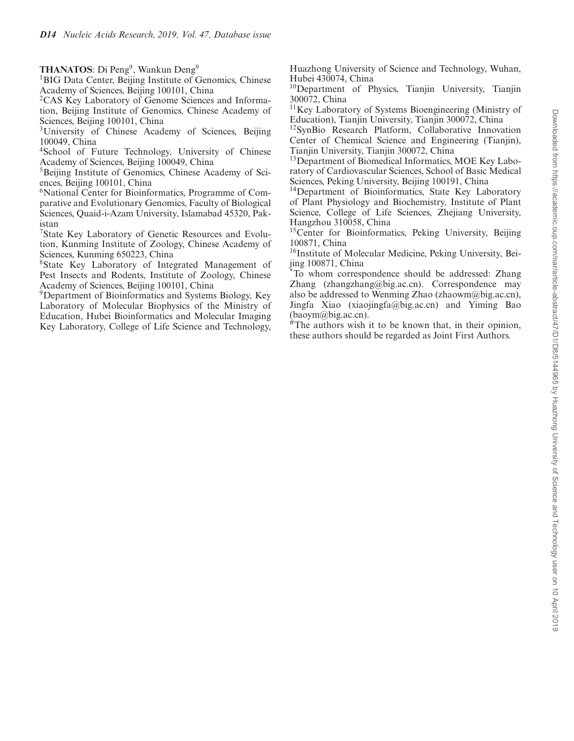**THANATOS**: Di Peng[9], Wankun Deng[9]

[1]BIG Data Center, Beijing Institute of Genomics, Chinese Academy of Sciences, Beijing 100101, China

[2]CAS Key Laboratory of Genome Sciences and Information, Beijing Institute of Genomics, Chinese Academy of Sciences, Beijing 100101, China

[3]University of Chinese Academy of Sciences, Beijing 100049, China

[4]School of Future Technology, University of Chinese Academy of Sciences, Beijing 100049, China

[5]Beijing Institute of Genomics, Chinese Academy of Sciences, Beijing 100101, China

[6]National Center for Bioinformatics, Programme of Comparative and Evolutionary Genomics, Faculty of Biological Sciences, Quaid-i-Azam University, Islamabad 45320, Pakistan

[7]State Key Laboratory of Genetic Resources and Evolution, Kunming Institute of Zoology, Chinese Academy of Sciences, Kunming 650223, China

[8]State Key Laboratory of Integrated Management of Pest Insects and Rodents, Institute of Zoology, Chinese Academy of Sciences, Beijing 100101, China

[9]Department of Bioinformatics and Systems Biology, Key Laboratory of Molecular Biophysics of the Ministry of Education, Hubei Bioinformatics and Molecular Imaging Key Laboratory, College of Life Science and Technology, Huazhong University of Science and Technology, Wuhan, Hubei 430074, China

[10]Department of Physics, Tianjin University, Tianjin 300072, China

[11]Key Laboratory of Systems Bioengineering (Ministry of Education), Tianjin University, Tianjin 300072, China

[12]SynBio Research Platform, Collaborative Innovation Center of Chemical Science and Engineering (Tianjin), Tianjin University, Tianjin 300072, China

[13]Department of Biomedical Informatics, MOE Key Laboratory of Cardiovascular Sciences, School of Basic Medical Sciences, Peking University, Beijing 100191, China

[14]Department of Bioinformatics, State Key Laboratory of Plant Physiology and Biochemistry, Institute of Plant Science, College of Life Sciences, Zhejiang University, Hangzhou 310058, China

[15]Center for Bioinformatics, Peking University, Beijing 100871, China

[16]Institute of Molecular Medicine, Peking University, Beijing 100871, China

[*]To whom correspondence should be addressed: Zhang Zhang (zhangzhang@big.ac.cn). Correspondence may also be addressed to Wenming Zhao (zhaowm@big.ac.cn), Jingfa Xiao (xiaojingfa@big.ac.cn) and Yiming Bao (baoym@big.ac.cn).

[#]The authors wish it to be known that, in their opinion, these authors should be regarded as Joint First Authors.